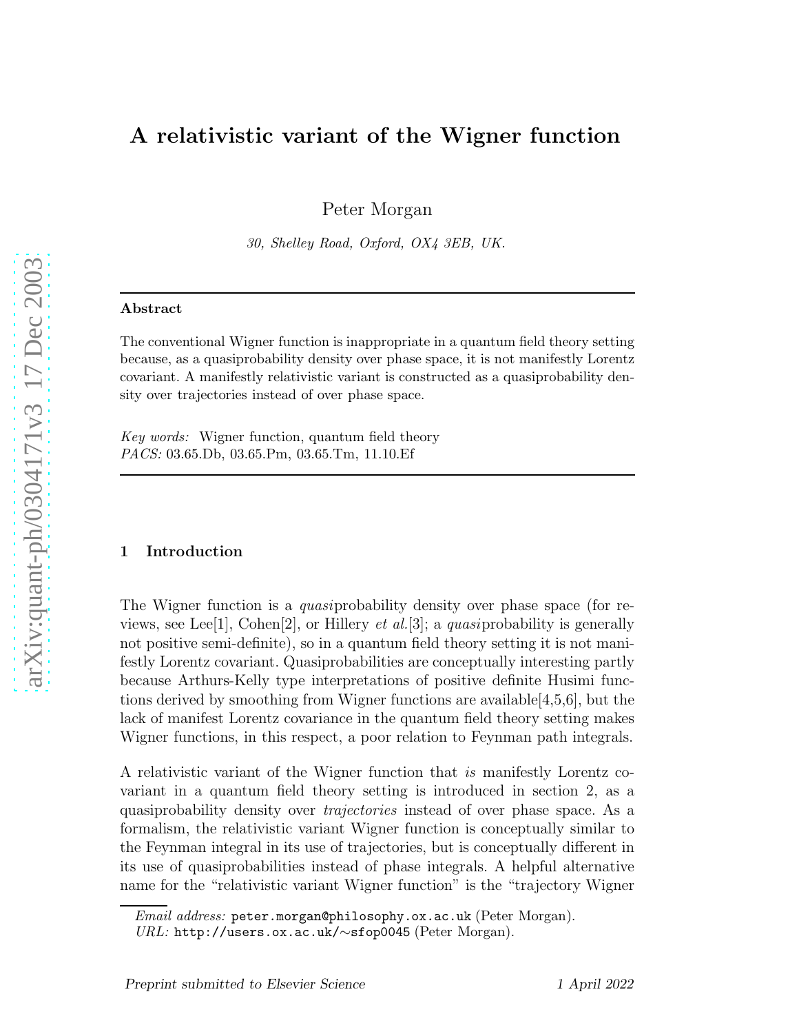# A relativistic variant of the Wigner function

Peter Morgan

*30, Shelley Road, Oxford, OX4 3EB, UK.*

---

**Abstract**

The conventional Wigner function is inappropriate in a quantum field theory setting because, as a quasiprobability density over phase space, it is not manifestly Lorentz covariant. A manifestly relativistic variant is constructed as a quasiprobability density over trajectories instead of over phase space.

*Key words:* Wigner function, quantum field theory
*PACS:* 03.65.Db, 03.65.Pm, 03.65.Tm, 11.10.Ef

---

## 1 Introduction

The Wigner function is a *quasi*probability density over phase space (for reviews, see Lee[1], Cohen[2], or Hillery *et al.*[3]; a *quasi*probability is generally not positive semi-definite), so in a quantum field theory setting it is not manifestly Lorentz covariant. Quasiprobabilities are conceptually interesting partly because Arthurs-Kelly type interpretations of positive definite Husimi functions derived by smoothing from Wigner functions are available[4,5,6], but the lack of manifest Lorentz covariance in the quantum field theory setting makes Wigner functions, in this respect, a poor relation to Feynman path integrals.

A relativistic variant of the Wigner function that *is* manifestly Lorentz covariant in a quantum field theory setting is introduced in section 2, as a quasiprobability density over *trajectories* instead of over phase space. As a formalism, the relativistic variant Wigner function is conceptually similar to the Feynman integral in its use of trajectories, but is conceptually different in its use of quasiprobabilities instead of phase integrals. A helpful alternative name for the "relativistic variant Wigner function" is the "trajectory Wigner

*Email address:* peter.morgan@philosophy.ox.ac.uk (Peter Morgan).
*URL:* http://users.ox.ac.uk/∼sfop0045 (Peter Morgan).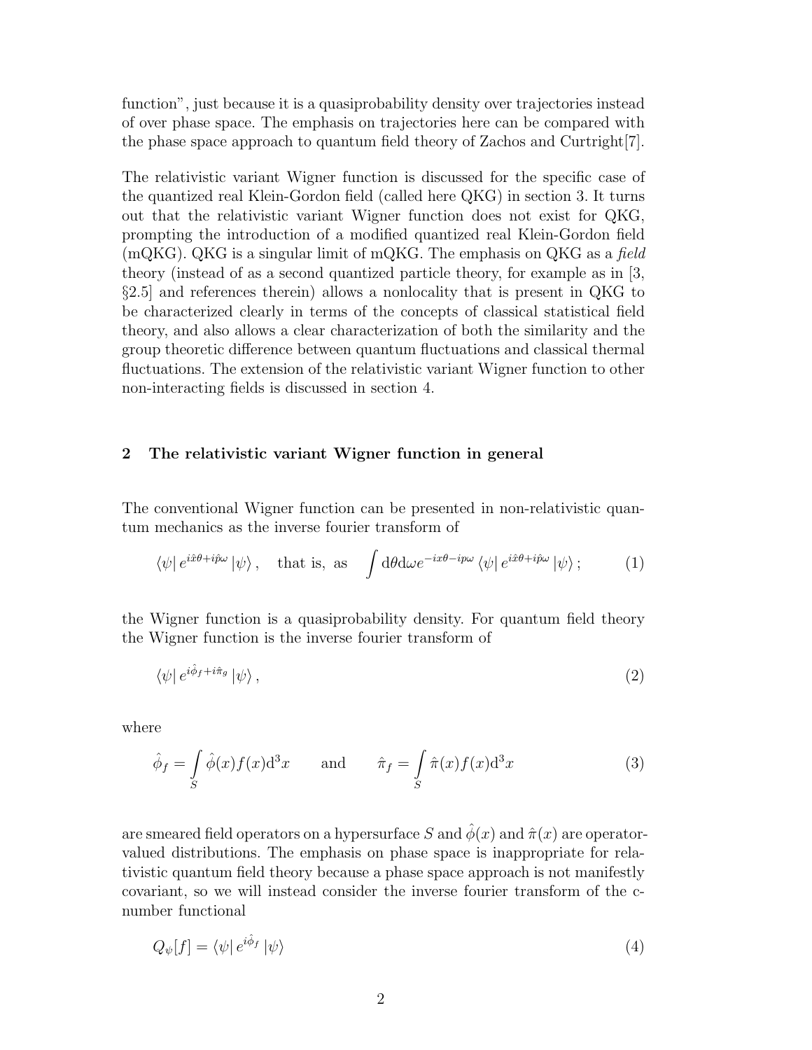function", just because it is a quasiprobability density over trajectories instead of over phase space. The emphasis on trajectories here can be compared with the phase space approach to quantum field theory of Zachos and Curtright[7].

The relativistic variant Wigner function is discussed for the specific case of the quantized real Klein-Gordon field (called here QKG) in section 3. It turns out that the relativistic variant Wigner function does not exist for QKG, prompting the introduction of a modified quantized real Klein-Gordon field (mQKG). QKG is a singular limit of mQKG. The emphasis on QKG as a *field* theory (instead of as a second quantized particle theory, for example as in [3, §2.5] and references therein) allows a nonlocality that is present in QKG to be characterized clearly in terms of the concepts of classical statistical field theory, and also allows a clear characterization of both the similarity and the group theoretic difference between quantum fluctuations and classical thermal fluctuations. The extension of the relativistic variant Wigner function to other non-interacting fields is discussed in section 4.

## 2 The relativistic variant Wigner function in general

The conventional Wigner function can be presented in non-relativistic quantum mechanics as the inverse fourier transform of

$$\langle\psi| e^{i\hat{x}\theta+i\hat{p}\omega} |\psi\rangle, \quad \text{that is, as} \quad \int \mathrm{d}\theta\mathrm{d}\omega e^{-ix\theta-ip\omega} \langle\psi| e^{i\hat{x}\theta+i\hat{p}\omega} |\psi\rangle\,; \tag{1}$$

the Wigner function is a quasiprobability density. For quantum field theory the Wigner function is the inverse fourier transform of

$$\langle\psi| e^{i\hat{\phi}_f+i\hat{\pi}_g} |\psi\rangle, \tag{2}$$

where

$$\hat{\phi}_f = \int\limits_S \hat{\phi}(x)f(x)\mathrm{d}^3x \qquad \text{and} \qquad \hat{\pi}_f = \int\limits_S \hat{\pi}(x)f(x)\mathrm{d}^3x \tag{3}$$

are smeared field operators on a hypersurface $S$ and $\hat{\phi}(x)$ and $\hat{\pi}(x)$ are operator-valued distributions. The emphasis on phase space is inappropriate for relativistic quantum field theory because a phase space approach is not manifestly covariant, so we will instead consider the inverse fourier transform of the c-number functional

$$Q_\psi[f] = \langle\psi| e^{i\hat{\phi}_f} |\psi\rangle \tag{4}$$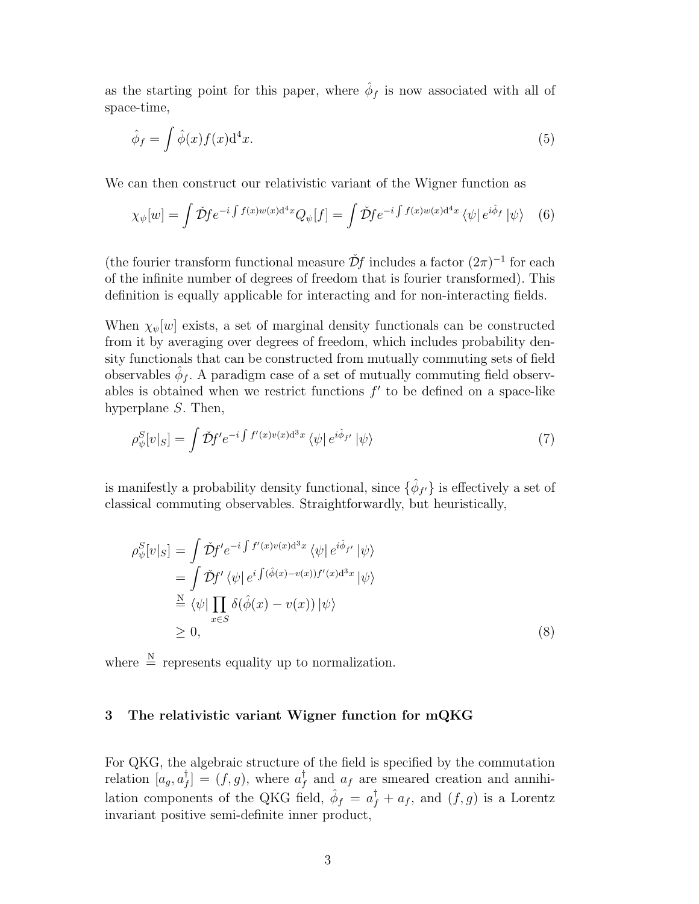as the starting point for this paper, where $\hat{\phi}_f$ is now associated with all of space-time,

$$\hat{\phi}_f = \int \hat{\phi}(x) f(x) \mathrm{d}^4 x. \tag{5}$$

We can then construct our relativistic variant of the Wigner function as

$$\chi_\psi[w] = \int \check{\mathcal{D}} f e^{-i\int f(x)w(x)\mathrm{d}^4 x} Q_\psi[f] = \int \check{\mathcal{D}} f e^{-i\int f(x)w(x)\mathrm{d}^4 x} \langle\psi| \, e^{i\hat{\phi}_f} \, |\psi\rangle \tag{6}$$

(the fourier transform functional measure $\check{\mathcal{D}}f$ includes a factor $(2\pi)^{-1}$ for each of the infinite number of degrees of freedom that is fourier transformed). This definition is equally applicable for interacting and for non-interacting fields.

When $\chi_\psi[w]$ exists, a set of marginal density functionals can be constructed from it by averaging over degrees of freedom, which includes probability density functionals that can be constructed from mutually commuting sets of field observables $\hat{\phi}_f$. A paradigm case of a set of mutually commuting field observables is obtained when we restrict functions $f'$ to be defined on a space-like hyperplane $S$. Then,

$$\rho^S_\psi[v|_S] = \int \check{\mathcal{D}} f' e^{-i\int f'(x)v(x)\mathrm{d}^3 x} \langle\psi| \, e^{i\hat{\phi}_{f'}} \, |\psi\rangle \tag{7}$$

is manifestly a probability density functional, since $\{\hat{\phi}_{f'}\}$ is effectively a set of classical commuting observables. Straightforwardly, but heuristically,

$$\begin{aligned}
\rho^S_\psi[v|_S] &= \int \check{\mathcal{D}} f' e^{-i\int f'(x)v(x)\mathrm{d}^3 x} \langle\psi| \, e^{i\hat{\phi}_{f'}} \, |\psi\rangle \\
&= \int \check{\mathcal{D}} f' \, \langle\psi| \, e^{i\int (\hat{\phi}(x)-v(x))f'(x)\mathrm{d}^3 x} \, |\psi\rangle \\
&\overset{\mathrm{N}}{=} \langle\psi| \prod_{x\in S} \delta(\hat{\phi}(x)-v(x)) \, |\psi\rangle \\
&\geq 0,
\end{aligned} \tag{8}$$

where $\overset{\mathrm{N}}{=}$ represents equality up to normalization.

## 3 The relativistic variant Wigner function for mQKG

For QKG, the algebraic structure of the field is specified by the commutation relation $[a_g, a^\dagger_f] = (f, g)$, where $a^\dagger_f$ and $a_f$ are smeared creation and annihilation components of the QKG field, $\hat{\phi}_f = a^\dagger_f + a_f$, and $(f, g)$ is a Lorentz invariant positive semi-definite inner product,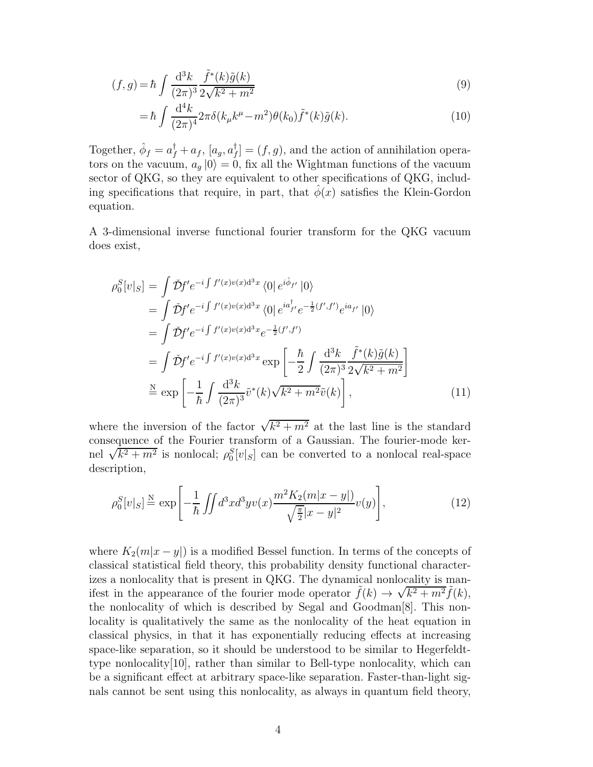$$
\begin{aligned}
(f,g) &= \hbar \int \frac{\mathrm{d}^3k}{(2\pi)^3} \frac{\tilde{f}^*(k)\tilde{g}(k)}{2\sqrt{k^2+m^2}} &(9)\\
&= \hbar \int \frac{\mathrm{d}^4k}{(2\pi)^4} 2\pi\delta(k_\mu k^\mu - m^2)\theta(k_0)\tilde{f}^*(k)\tilde{g}(k). &(10)
\end{aligned}
$$

Together, $\hat{\phi}_f = a_f^\dagger + a_f$, $[a_g, a_f^\dagger] = (f,g)$, and the action of annihilation operators on the vacuum, $a_g\left|0\right\rangle = 0$, fix all the Wightman functions of the vacuum sector of QKG, so they are equivalent to other specifications of QKG, including specifications that require, in part, that $\hat{\phi}(x)$ satisfies the Klein-Gordon equation.

A 3-dimensional inverse functional fourier transform for the QKG vacuum does exist,

$$
\begin{aligned}
\rho_0^S[v|_S] &= \int \check{\mathcal{D}}f' e^{-i\int f'(x)v(x)\mathrm{d}^3x} \left\langle 0\right| e^{i\hat{\phi}_{f'}} \left|0\right\rangle \\
&= \int \check{\mathcal{D}}f' e^{-i\int f'(x)v(x)\mathrm{d}^3x} \left\langle 0\right| e^{ia_{f'}^\dagger} e^{-\frac{1}{2}(f',f')} e^{ia_{f'}} \left|0\right\rangle \\
&= \int \check{\mathcal{D}}f' e^{-i\int f'(x)v(x)\mathrm{d}^3x} e^{-\frac{1}{2}(f',f')} \\
&= \int \check{\mathcal{D}}f' e^{-i\int f'(x)v(x)\mathrm{d}^3x} \exp\left[-\frac{\hbar}{2}\int \frac{\mathrm{d}^3k}{(2\pi)^3} \frac{\tilde{f}^*(k)\tilde{g}(k)}{2\sqrt{k^2+m^2}}\right] \\
&\overset{\mathrm{N}}{=} \exp\left[-\frac{1}{\hbar}\int \frac{\mathrm{d}^3k}{(2\pi)^3} \tilde{v}^*(k)\sqrt{k^2+m^2}\,\tilde{v}(k)\right], &(11)
\end{aligned}
$$

where the inversion of the factor $\sqrt{k^2+m^2}$ at the last line is the standard consequence of the Fourier transform of a Gaussian. The fourier-mode kernel $\sqrt{k^2+m^2}$ is nonlocal; $\rho_0^S[v|_S]$ can be converted to a nonlocal real-space description,

$$
\rho_0^S[v|_S] \overset{\mathrm{N}}{=} \exp\left[-\frac{1}{\hbar}\iint d^3x d^3y\, v(x) \frac{m^2 K_2(m|x-y|)}{\sqrt{\frac{\pi}{2}}|x-y|^2} v(y)\right], \tag{12}
$$

where $K_2(m|x-y|)$ is a modified Bessel function. In terms of the concepts of classical statistical field theory, this probability density functional characterizes a nonlocality that is present in QKG. The dynamical nonlocality is manifest in the appearance of the fourier mode operator $\tilde{f}(k) \to \sqrt{k^2+m^2}\tilde{f}(k)$, the nonlocality of which is described by Segal and Goodman[8]. This nonlocality is qualitatively the same as the nonlocality of the heat equation in classical physics, in that it has exponentially reducing effects at increasing space-like separation, so it should be understood to be similar to Hegerfeldt-type nonlocality[10], rather than similar to Bell-type nonlocality, which can be a significant effect at arbitrary space-like separation. Faster-than-light signals cannot be sent using this nonlocality, as always in quantum field theory,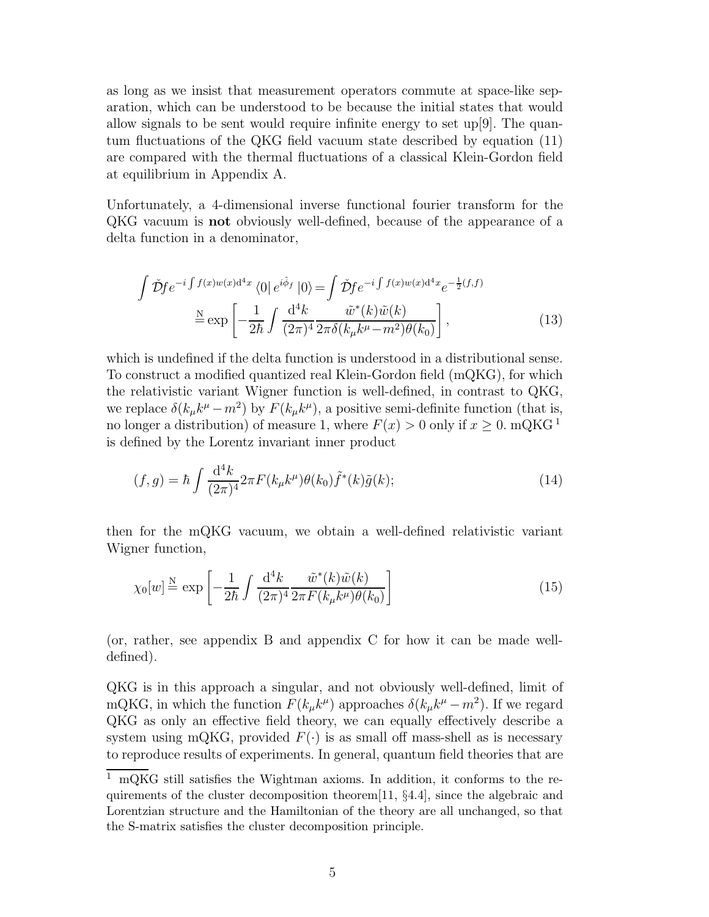as long as we insist that measurement operators commute at space-like separation, which can be understood to be because the initial states that would allow signals to be sent would require infinite energy to set up[9]. The quantum fluctuations of the QKG field vacuum state described by equation (11) are compared with the thermal fluctuations of a classical Klein-Gordon field at equilibrium in Appendix A.

Unfortunately, a 4-dimensional inverse functional fourier transform for the QKG vacuum is **not** obviously well-defined, because of the appearance of a delta function in a denominator,

$$\int \check{\mathcal{D}}f e^{-i\int f(x)w(x)\mathrm{d}^4x} \langle 0| e^{i\hat{\phi}_f} |0\rangle = \int \check{\mathcal{D}}f e^{-i\int f(x)w(x)\mathrm{d}^4x} e^{-\frac{1}{2}(f,f)}$$
$$\stackrel{\mathrm{N}}{=} \exp\left[-\frac{1}{2\hbar}\int \frac{\mathrm{d}^4k}{(2\pi)^4}\frac{\tilde{w}^*(k)\tilde{w}(k)}{2\pi\delta(k_\mu k^\mu - m^2)\theta(k_0)}\right], \tag{13}$$

which is undefined if the delta function is understood in a distributional sense. To construct a modified quantized real Klein-Gordon field (mQKG), for which the relativistic variant Wigner function is well-defined, in contrast to QKG, we replace $\delta(k_\mu k^\mu - m^2)$ by $F(k_\mu k^\mu)$, a positive semi-definite function (that is, no longer a distribution) of measure 1, where $F(x) > 0$ only if $x \geq 0$. mQKG [1] is defined by the Lorentz invariant inner product

$$(f,g) = \hbar\int \frac{\mathrm{d}^4k}{(2\pi)^4} 2\pi F(k_\mu k^\mu)\theta(k_0)\tilde{f}^*(k)\tilde{g}(k); \tag{14}$$

then for the mQKG vacuum, we obtain a well-defined relativistic variant Wigner function,

$$\chi_0[w] \stackrel{\mathrm{N}}{=} \exp\left[-\frac{1}{2\hbar}\int \frac{\mathrm{d}^4k}{(2\pi)^4}\frac{\tilde{w}^*(k)\tilde{w}(k)}{2\pi F(k_\mu k^\mu)\theta(k_0)}\right] \tag{15}$$

(or, rather, see appendix B and appendix C for how it can be made well-defined).

QKG is in this approach a singular, and not obviously well-defined, limit of mQKG, in which the function $F(k_\mu k^\mu)$ approaches $\delta(k_\mu k^\mu - m^2)$. If we regard QKG as only an effective field theory, we can equally effectively describe a system using mQKG, provided $F(\cdot)$ is as small off mass-shell as is necessary to reproduce results of experiments. In general, quantum field theories that are

[1] mQKG still satisfies the Wightman axioms. In addition, it conforms to the requirements of the cluster decomposition theorem[11, §4.4], since the algebraic and Lorentzian structure and the Hamiltonian of the theory are all unchanged, so that the S-matrix satisfies the cluster decomposition principle.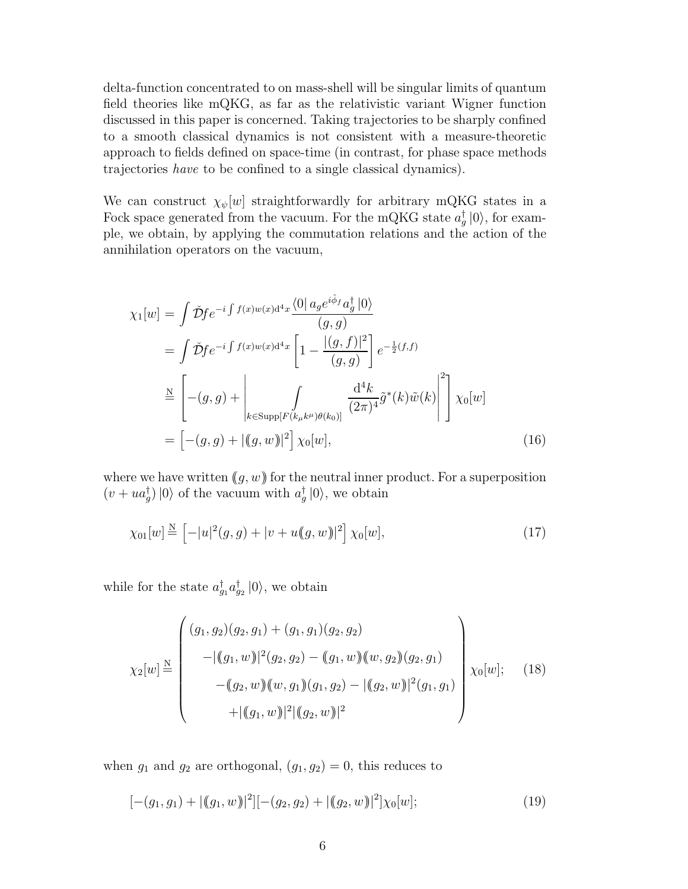delta-function concentrated to on mass-shell will be singular limits of quantum field theories like mQKG, as far as the relativistic variant Wigner function discussed in this paper is concerned. Taking trajectories to be sharply confined to a smooth classical dynamics is not consistent with a measure-theoretic approach to fields defined on space-time (in contrast, for phase space methods trajectories *have* to be confined to a single classical dynamics).

We can construct $\chi_\psi[w]$ straightforwardly for arbitrary mQKG states in a Fock space generated from the vacuum. For the mQKG state $a_g^\dagger \left|0\right\rangle$, for example, we obtain, by applying the commutation relations and the action of the annihilation operators on the vacuum,

$$
\begin{aligned}
\chi_1[w] &= \int \check{\mathcal{D}} f e^{-i\int f(x)w(x)\mathrm{d}^4x} \frac{\left\langle 0\right| a_g e^{i\hat{\phi}_f} a_g^\dagger \left|0\right\rangle}{(g,g)} \\
&= \int \check{\mathcal{D}} f e^{-i\int f(x)w(x)\mathrm{d}^4x} \left[1 - \frac{|(g,f)|^2}{(g,g)}\right] e^{-\frac{1}{2}(f,f)} \\
&\stackrel{\mathrm{N}}{=} \left[-(g,g) + \left| \int\limits_{k\in\mathrm{Supp}[F(k_\mu k^\mu)\theta(k_0)]} \frac{\mathrm{d}^4k}{(2\pi)^4} \tilde{g}^*(k)\tilde{w}(k)\right|^2\right] \chi_0[w] \\
&= \left[-(g,g) + |(\!(g,w)\!)|^2\right]\chi_0[w],
\end{aligned} \tag{16}
$$

where we have written $(\!(g,w)\!)$ for the neutral inner product. For a superposition $(v + ua_g^\dagger)\left|0\right\rangle$ of the vacuum with $a_g^\dagger\left|0\right\rangle$, we obtain

$$
\chi_{01}[w] \stackrel{\mathrm{N}}{=} \left[-|u|^2(g,g) + |v + u(\!(g,w)\!)|^2\right]\chi_0[w], \tag{17}
$$

while for the state $a_{g_1}^\dagger a_{g_2}^\dagger \left|0\right\rangle$, we obtain

$$
\chi_2[w] \stackrel{\mathrm{N}}{=} \left(
\begin{array}{l}
(g_1,g_2)(g_2,g_1) + (g_1,g_1)(g_2,g_2) \\
\quad -|(\!(g_1,w)\!)|^2(g_2,g_2) - (\!(g_1,w)\!)(\!(w,g_2)\!)(g_2,g_1) \\
\quad\quad -(\!(g_2,w)\!)(\!(w,g_1)\!)(g_1,g_2) - |(\!(g_2,w)\!)|^2(g_1,g_1) \\
\quad\quad\quad +|(\!(g_1,w)\!)|^2|(\!(g_2,w)\!)|^2
\end{array}
\right)\chi_0[w]; \tag{18}
$$

when $g_1$ and $g_2$ are orthogonal, $(g_1,g_2) = 0$, this reduces to

$$
[-(g_1,g_1) + |(\!(g_1,w)\!)|^2][-(g_2,g_2) + |(\!(g_2,w)\!)|^2]\chi_0[w]; \tag{19}
$$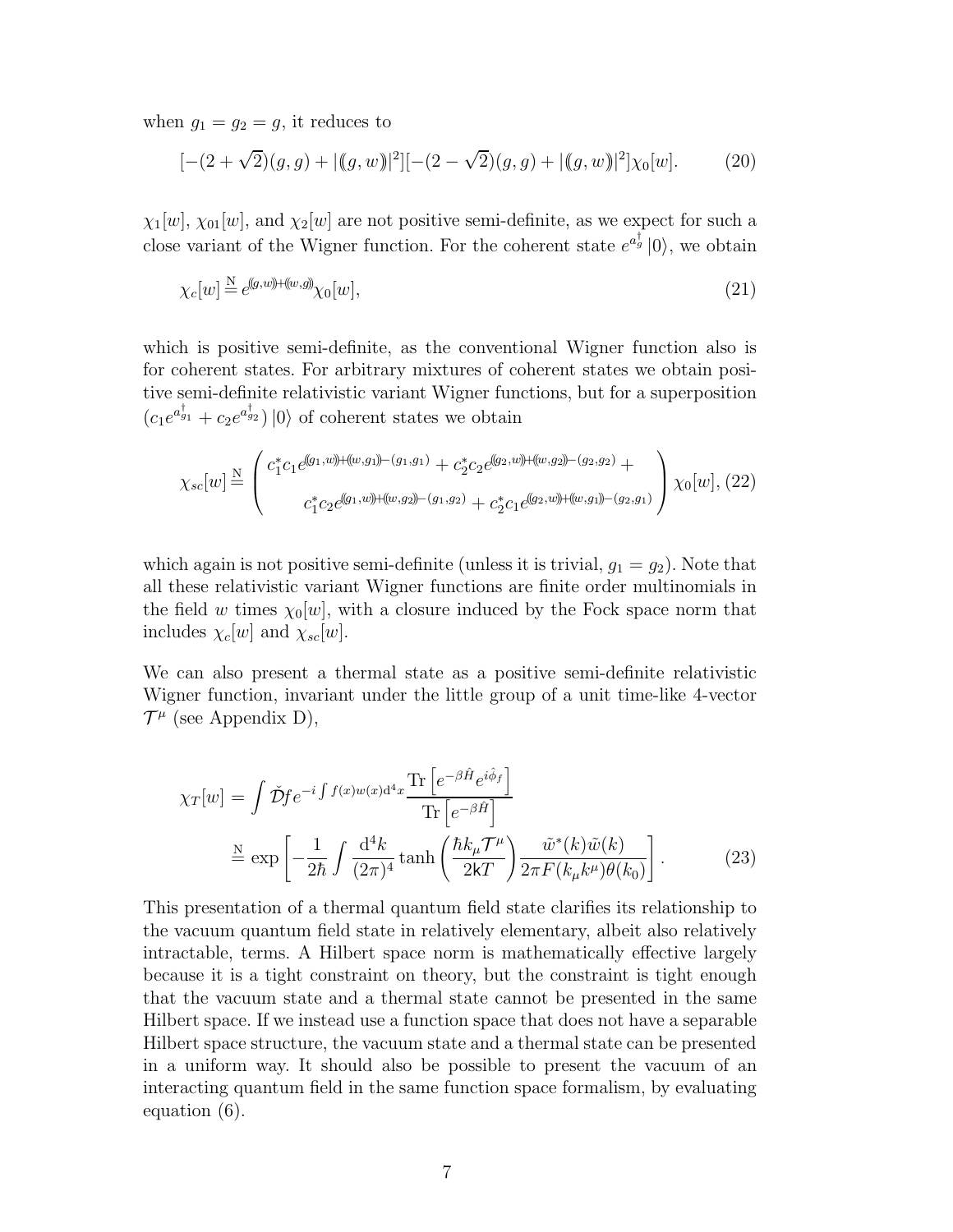when $g_1 = g_2 = g$, it reduces to

$$[-(2+\sqrt{2})(g,g) + |(\!(g,w)\!)|^2][-(2-\sqrt{2})(g,g) + |(\!(g,w)\!)|^2]\chi_0[w]. \tag{20}$$

$\chi_1[w]$, $\chi_{01}[w]$, and $\chi_2[w]$ are not positive semi-definite, as we expect for such a close variant of the Wigner function. For the coherent state $e^{a_g^\dagger}|0\rangle$, we obtain

$$\chi_c[w] \stackrel{\mathrm{N}}{=} e^{(\!(g,w)\!)+(\!(w,g)\!)}\chi_0[w], \tag{21}$$

which is positive semi-definite, as the conventional Wigner function also is for coherent states. For arbitrary mixtures of coherent states we obtain positive semi-definite relativistic variant Wigner functions, but for a superposition $(c_1 e^{a_{g_1}^\dagger} + c_2 e^{a_{g_2}^\dagger})|0\rangle$ of coherent states we obtain

$$\chi_{sc}[w] \stackrel{\mathrm{N}}{=} \left(\begin{array}{c} c_1^* c_1 e^{(\!(g_1,w)\!)+(\!(w,g_1)\!)-(g_1,g_1)} + c_2^* c_2 e^{(\!(g_2,w)\!)+(\!(w,g_2)\!)-(g_2,g_2)} + \\ c_1^* c_2 e^{(\!(g_1,w)\!)+(\!(w,g_2)\!)-(g_1,g_2)} + c_2^* c_1 e^{(\!(g_2,w)\!)+(\!(w,g_1)\!)-(g_2,g_1)} \end{array}\right)\chi_0[w], \tag{22}$$

which again is not positive semi-definite (unless it is trivial, $g_1 = g_2$). Note that all these relativistic variant Wigner functions are finite order multinomials in the field $w$ times $\chi_0[w]$, with a closure induced by the Fock space norm that includes $\chi_c[w]$ and $\chi_{sc}[w]$.

We can also present a thermal state as a positive semi-definite relativistic Wigner function, invariant under the little group of a unit time-like 4-vector $\mathcal{T}^\mu$ (see Appendix D),

$$\begin{aligned}\chi_T[w] &= \int \check{\mathcal{D}}f e^{-i\int f(x)w(x)\mathrm{d}^4x} \frac{\mathrm{Tr}\left[e^{-\beta\hat{H}}e^{i\hat{\phi}_f}\right]}{\mathrm{Tr}\left[e^{-\beta\hat{H}}\right]} \\ &\stackrel{\mathrm{N}}{=} \exp\left[-\frac{1}{2\hbar}\int\frac{\mathrm{d}^4k}{(2\pi)^4}\tanh\left(\frac{\hbar k_\mu \mathcal{T}^\mu}{2\mathsf{k}T}\right)\frac{\tilde{w}^*(k)\tilde{w}(k)}{2\pi F(k_\mu k^\mu)\theta(k_0)}\right].\end{aligned} \tag{23}$$

This presentation of a thermal quantum field state clarifies its relationship to the vacuum quantum field state in relatively elementary, albeit also relatively intractable, terms. A Hilbert space norm is mathematically effective largely because it is a tight constraint on theory, but the constraint is tight enough that the vacuum state and a thermal state cannot be presented in the same Hilbert space. If we instead use a function space that does not have a separable Hilbert space structure, the vacuum state and a thermal state can be presented in a uniform way. It should also be possible to present the vacuum of an interacting quantum field in the same function space formalism, by evaluating equation (6).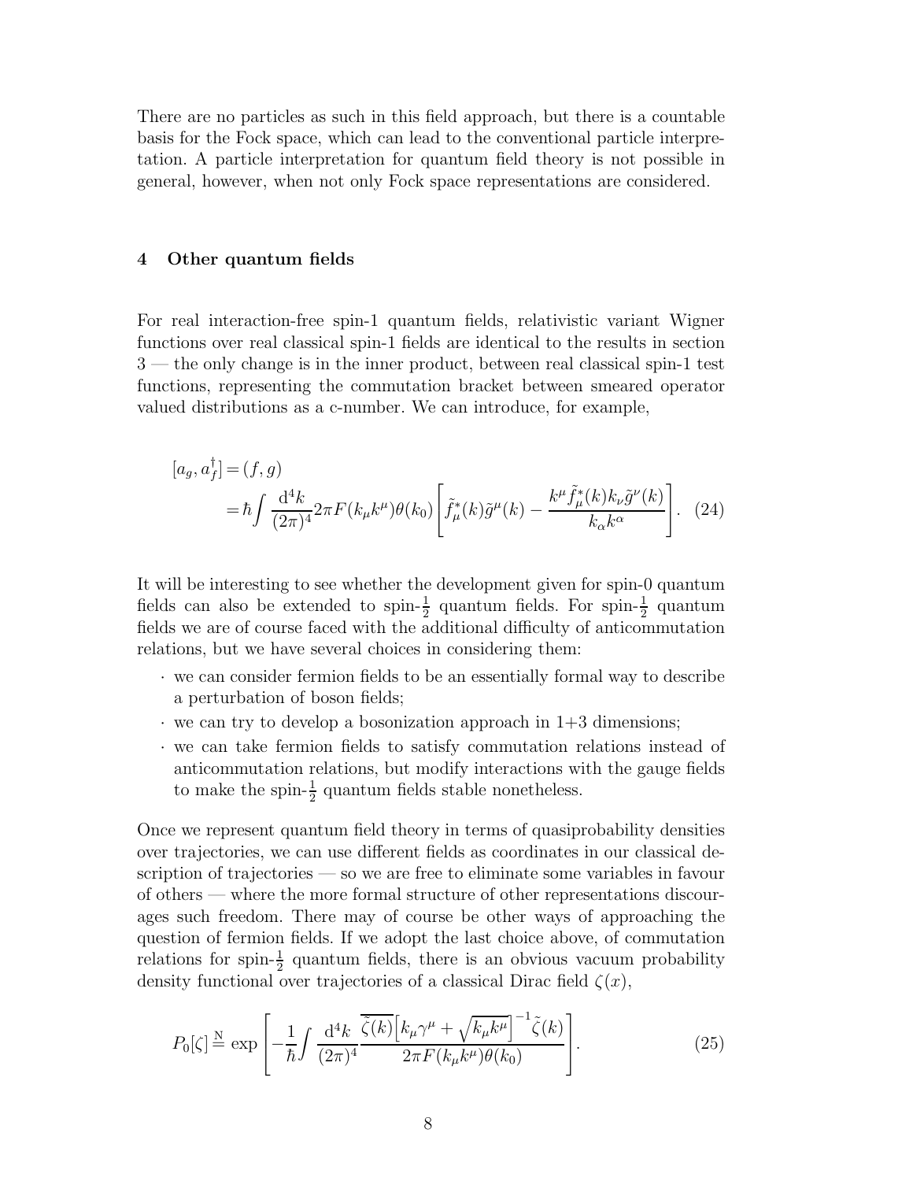There are no particles as such in this field approach, but there is a countable basis for the Fock space, which can lead to the conventional particle interpretation. A particle interpretation for quantum field theory is not possible in general, however, when not only Fock space representations are considered.

## 4 Other quantum fields

For real interaction-free spin-1 quantum fields, relativistic variant Wigner functions over real classical spin-1 fields are identical to the results in section 3 — the only change is in the inner product, between real classical spin-1 test functions, representing the commutation bracket between smeared operator valued distributions as a c-number. We can introduce, for example,

$$
\begin{aligned}
[a_g, a_f^\dagger] &= (f, g) \\
&= \hbar \int \frac{\mathrm{d}^4 k}{(2\pi)^4} 2\pi F(k_\mu k^\mu)\theta(k_0)\left[\tilde{f}^*_\mu(k)\tilde{g}^\mu(k) - \frac{k^\mu \tilde{f}^*_\mu(k) k_\nu \tilde{g}^\nu(k)}{k_\alpha k^\alpha}\right]. \quad (24)
\end{aligned}
$$

It will be interesting to see whether the development given for spin-0 quantum fields can also be extended to spin-$\frac{1}{2}$ quantum fields. For spin-$\frac{1}{2}$ quantum fields we are of course faced with the additional difficulty of anticommutation relations, but we have several choices in considering them:

- we can consider fermion fields to be an essentially formal way to describe a perturbation of boson fields;
- we can try to develop a bosonization approach in 1+3 dimensions;
- we can take fermion fields to satisfy commutation relations instead of anticommutation relations, but modify interactions with the gauge fields to make the spin-$\frac{1}{2}$ quantum fields stable nonetheless.

Once we represent quantum field theory in terms of quasiprobability densities over trajectories, we can use different fields as coordinates in our classical description of trajectories — so we are free to eliminate some variables in favour of others — where the more formal structure of other representations discourages such freedom. There may of course be other ways of approaching the question of fermion fields. If we adopt the last choice above, of commutation relations for spin-$\frac{1}{2}$ quantum fields, there is an obvious vacuum probability density functional over trajectories of a classical Dirac field $\zeta(x)$,

$$
P_0[\zeta] \stackrel{\mathrm{N}}{=} \exp\left[-\frac{1}{\hbar}\int \frac{\mathrm{d}^4 k}{(2\pi)^4} \frac{\overline{\tilde{\zeta}(k)}\left[k_\mu \gamma^\mu + \sqrt{k_\mu k^\mu}\right]^{-1}\tilde{\zeta}(k)}{2\pi F(k_\mu k^\mu)\theta(k_0)}\right]. \quad (25)
$$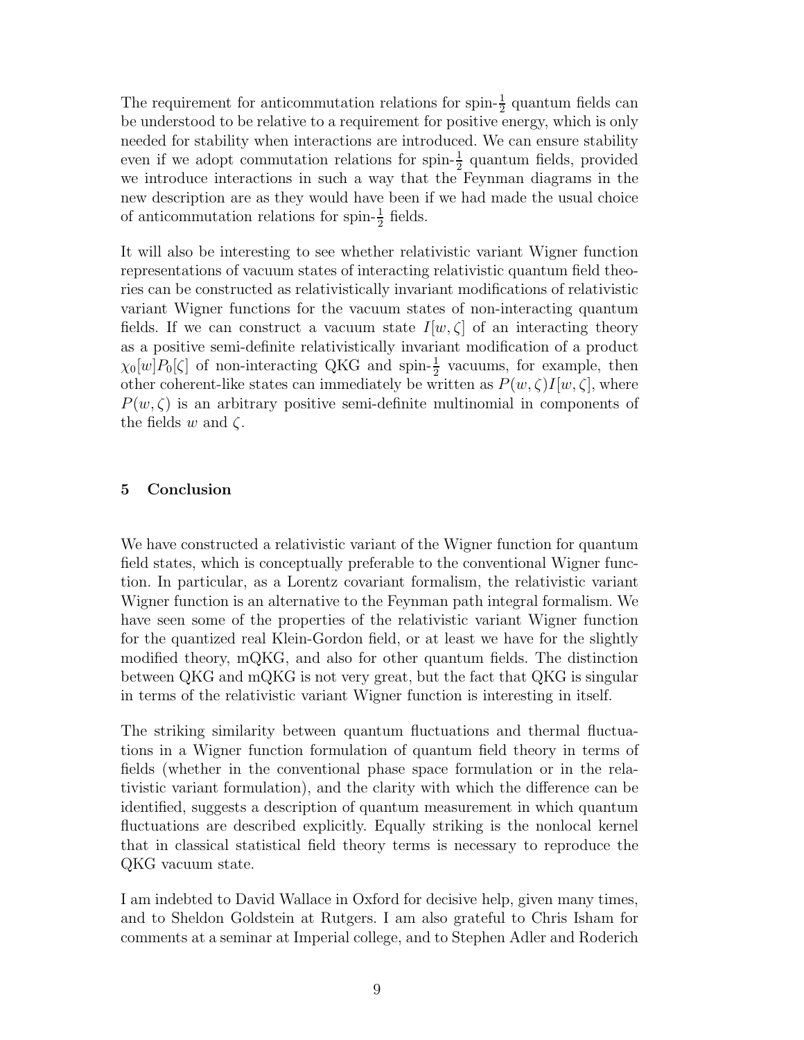The requirement for anticommutation relations for spin-$\frac{1}{2}$ quantum fields can be understood to be relative to a requirement for positive energy, which is only needed for stability when interactions are introduced. We can ensure stability even if we adopt commutation relations for spin-$\frac{1}{2}$ quantum fields, provided we introduce interactions in such a way that the Feynman diagrams in the new description are as they would have been if we had made the usual choice of anticommutation relations for spin-$\frac{1}{2}$ fields.

It will also be interesting to see whether relativistic variant Wigner function representations of vacuum states of interacting relativistic quantum field theories can be constructed as relativistically invariant modifications of relativistic variant Wigner functions for the vacuum states of non-interacting quantum fields. If we can construct a vacuum state $I[w, \zeta]$ of an interacting theory as a positive semi-definite relativistically invariant modification of a product $\chi_0[w]P_0[\zeta]$ of non-interacting QKG and spin-$\frac{1}{2}$ vacuums, for example, then other coherent-like states can immediately be written as $P(w, \zeta)I[w, \zeta]$, where $P(w, \zeta)$ is an arbitrary positive semi-definite multinomial in components of the fields $w$ and $\zeta$.

## 5 Conclusion

We have constructed a relativistic variant of the Wigner function for quantum field states, which is conceptually preferable to the conventional Wigner function. In particular, as a Lorentz covariant formalism, the relativistic variant Wigner function is an alternative to the Feynman path integral formalism. We have seen some of the properties of the relativistic variant Wigner function for the quantized real Klein-Gordon field, or at least we have for the slightly modified theory, mQKG, and also for other quantum fields. The distinction between QKG and mQKG is not very great, but the fact that QKG is singular in terms of the relativistic variant Wigner function is interesting in itself.

The striking similarity between quantum fluctuations and thermal fluctuations in a Wigner function formulation of quantum field theory in terms of fields (whether in the conventional phase space formulation or in the relativistic variant formulation), and the clarity with which the difference can be identified, suggests a description of quantum measurement in which quantum fluctuations are described explicitly. Equally striking is the nonlocal kernel that in classical statistical field theory terms is necessary to reproduce the QKG vacuum state.

I am indebted to David Wallace in Oxford for decisive help, given many times, and to Sheldon Goldstein at Rutgers. I am also grateful to Chris Isham for comments at a seminar at Imperial college, and to Stephen Adler and Roderich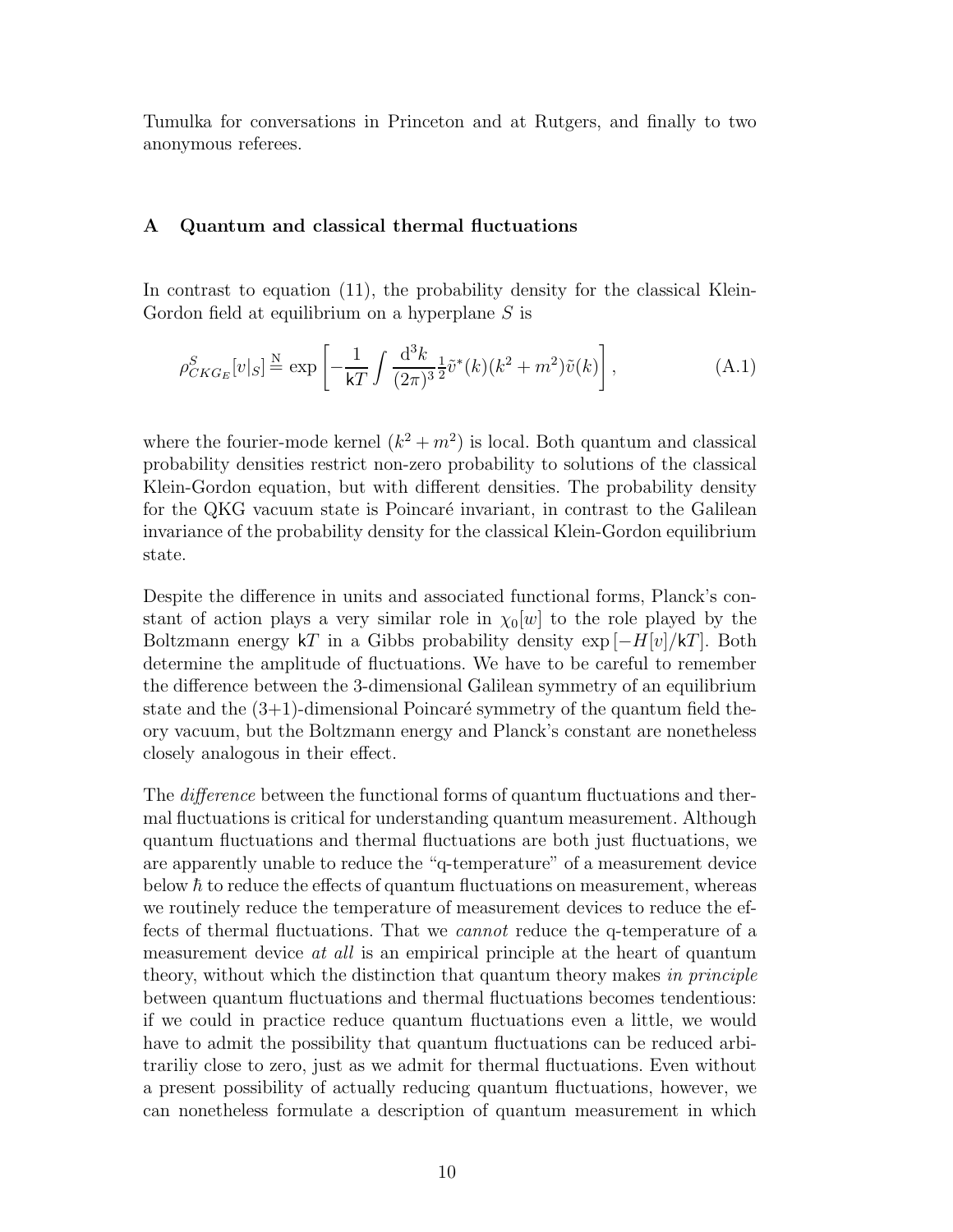Tumulka for conversations in Princeton and at Rutgers, and finally to two anonymous referees.

## A Quantum and classical thermal fluctuations

In contrast to equation (11), the probability density for the classical Klein-Gordon field at equilibrium on a hyperplane $S$ is

$$\rho^S_{CKG_E}[v|_S] \stackrel{\mathrm{N}}{=} \exp\left[-\frac{1}{\mathsf{k}T}\int\frac{\mathrm{d}^3k}{(2\pi)^3}\tfrac{1}{2}\tilde{v}^*(k)(k^2+m^2)\tilde{v}(k)\right], \tag{A.1}$$

where the fourier-mode kernel $(k^2+m^2)$ is local. Both quantum and classical probability densities restrict non-zero probability to solutions of the classical Klein-Gordon equation, but with different densities. The probability density for the QKG vacuum state is Poincaré invariant, in contrast to the Galilean invariance of the probability density for the classical Klein-Gordon equilibrium state.

Despite the difference in units and associated functional forms, Planck's constant of action plays a very similar role in $\chi_0[w]$ to the role played by the Boltzmann energy $\mathsf{k}T$ in a Gibbs probability density $\exp[-H[v]/\mathsf{k}T]$. Both determine the amplitude of fluctuations. We have to be careful to remember the difference between the 3-dimensional Galilean symmetry of an equilibrium state and the (3+1)-dimensional Poincaré symmetry of the quantum field theory vacuum, but the Boltzmann energy and Planck's constant are nonetheless closely analogous in their effect.

The *difference* between the functional forms of quantum fluctuations and thermal fluctuations is critical for understanding quantum measurement. Although quantum fluctuations and thermal fluctuations are both just fluctuations, we are apparently unable to reduce the "q-temperature" of a measurement device below $\hbar$ to reduce the effects of quantum fluctuations on measurement, whereas we routinely reduce the temperature of measurement devices to reduce the effects of thermal fluctuations. That we *cannot* reduce the q-temperature of a measurement device *at all* is an empirical principle at the heart of quantum theory, without which the distinction that quantum theory makes *in principle* between quantum fluctuations and thermal fluctuations becomes tendentious: if we could in practice reduce quantum fluctuations even a little, we would have to admit the possibility that quantum fluctuations can be reduced arbitrariliy close to zero, just as we admit for thermal fluctuations. Even without a present possibility of actually reducing quantum fluctuations, however, we can nonetheless formulate a description of quantum measurement in which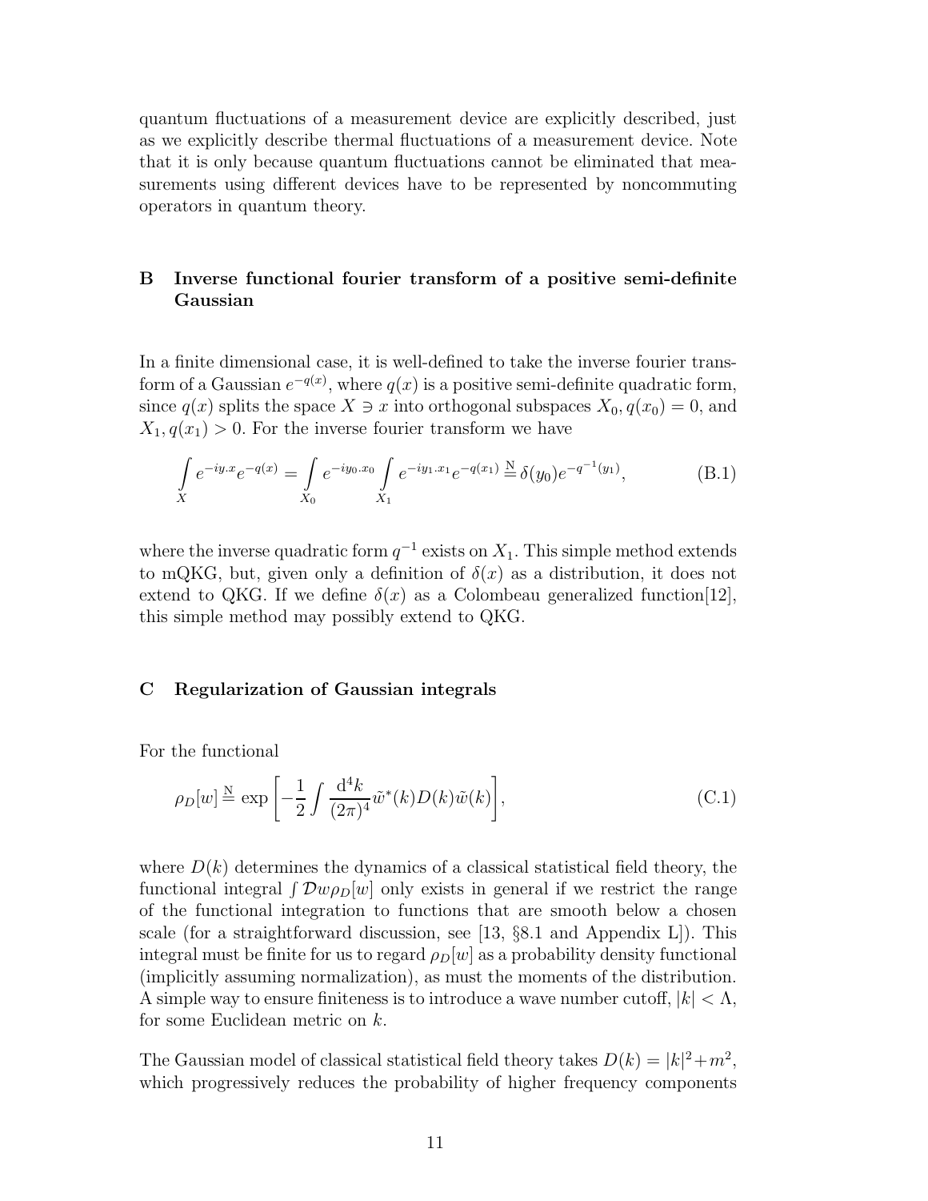quantum fluctuations of a measurement device are explicitly described, just as we explicitly describe thermal fluctuations of a measurement device. Note that it is only because quantum fluctuations cannot be eliminated that measurements using different devices have to be represented by noncommuting operators in quantum theory.

## B Inverse functional fourier transform of a positive semi-definite Gaussian

In a finite dimensional case, it is well-defined to take the inverse fourier transform of a Gaussian $e^{-q(x)}$, where $q(x)$ is a positive semi-definite quadratic form, since $q(x)$ splits the space $X \ni x$ into orthogonal subspaces $X_0, q(x_0) = 0$, and $X_1, q(x_1) > 0$. For the inverse fourier transform we have

$$\int_X e^{-iy.x} e^{-q(x)} = \int_{X_0} e^{-iy_0.x_0} \int_{X_1} e^{-iy_1.x_1} e^{-q(x_1)} \overset{\mathrm{N}}{=} \delta(y_0) e^{-q^{-1}(y_1)}, \tag{B.1}$$

where the inverse quadratic form $q^{-1}$ exists on $X_1$. This simple method extends to mQKG, but, given only a definition of $\delta(x)$ as a distribution, it does not extend to QKG. If we define $\delta(x)$ as a Colombeau generalized function[12], this simple method may possibly extend to QKG.

## C Regularization of Gaussian integrals

For the functional

$$\rho_D[w] \overset{\mathrm{N}}{=} \exp\left[-\frac{1}{2}\int \frac{\mathrm{d}^4k}{(2\pi)^4} \tilde{w}^*(k) D(k) \tilde{w}(k)\right], \tag{C.1}$$

where $D(k)$ determines the dynamics of a classical statistical field theory, the functional integral $\int \mathcal{D}w\rho_D[w]$ only exists in general if we restrict the range of the functional integration to functions that are smooth below a chosen scale (for a straightforward discussion, see [13, §8.1 and Appendix L]). This integral must be finite for us to regard $\rho_D[w]$ as a probability density functional (implicitly assuming normalization), as must the moments of the distribution. A simple way to ensure finiteness is to introduce a wave number cutoff, $|k| < \Lambda$, for some Euclidean metric on $k$.

The Gaussian model of classical statistical field theory takes $D(k) = |k|^2 + m^2$, which progressively reduces the probability of higher frequency components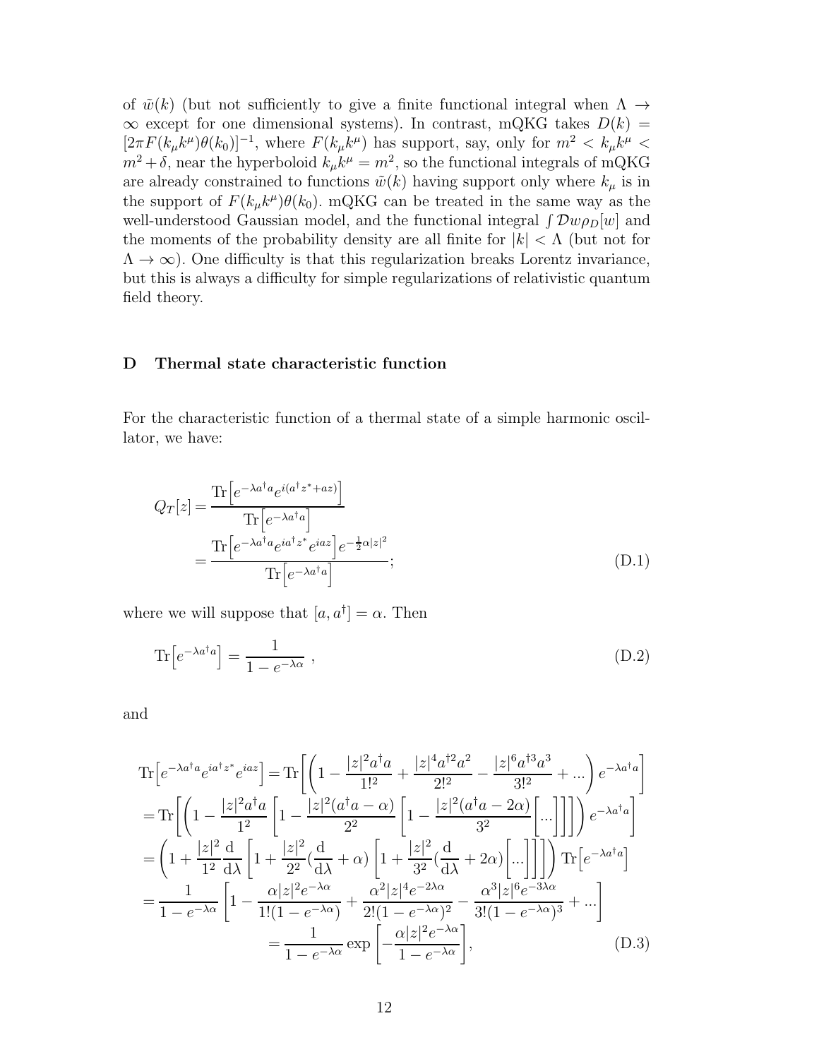of $\tilde{w}(k)$ (but not sufficiently to give a finite functional integral when $\Lambda \to \infty$ except for one dimensional systems). In contrast, mQKG takes $D(k) = [2\pi F(k_\mu k^\mu)\theta(k_0)]^{-1}$, where $F(k_\mu k^\mu)$ has support, say, only for $m^2 < k_\mu k^\mu < m^2 + \delta$, near the hyperboloid $k_\mu k^\mu = m^2$, so the functional integrals of mQKG are already constrained to functions $\tilde{w}(k)$ having support only where $k_\mu$ is in the support of $F(k_\mu k^\mu)\theta(k_0)$. mQKG can be treated in the same way as the well-understood Gaussian model, and the functional integral $\int \mathcal{D}w\rho_D[w]$ and the moments of the probability density are all finite for $|k| < \Lambda$ (but not for $\Lambda \to \infty$). One difficulty is that this regularization breaks Lorentz invariance, but this is always a difficulty for simple regularizations of relativistic quantum field theory.

## D Thermal state characteristic function

For the characteristic function of a thermal state of a simple harmonic oscillator, we have:

$$
\begin{aligned}
Q_T[z] &= \frac{\mathrm{Tr}\Big[e^{-\lambda a^\dagger a} e^{i(a^\dagger z^* + az)}\Big]}{\mathrm{Tr}\Big[e^{-\lambda a^\dagger a}\Big]} \\
&= \frac{\mathrm{Tr}\Big[e^{-\lambda a^\dagger a} e^{ia^\dagger z^*} e^{iaz}\Big] e^{-\frac{1}{2}\alpha|z|^2}}{\mathrm{Tr}\Big[e^{-\lambda a^\dagger a}\Big]};
\end{aligned}
\tag{D.1}
$$

where we will suppose that $[a, a^\dagger] = \alpha$. Then

$$
\mathrm{Tr}\Big[e^{-\lambda a^\dagger a}\Big] = \frac{1}{1 - e^{-\lambda\alpha}}\ , \tag{D.2}
$$

and

$$
\begin{aligned}
\mathrm{Tr}\Big[e^{-\lambda a^\dagger a} e^{ia^\dagger z^*} e^{iaz}\Big] &= \mathrm{Tr}\left[\left(1 - \frac{|z|^2 a^\dagger a}{1!^2} + \frac{|z|^4 a^{\dagger 2} a^2}{2!^2} - \frac{|z|^6 a^{\dagger 3} a^3}{3!^2} + \ldots\right) e^{-\lambda a^\dagger a}\right] \\
&= \mathrm{Tr}\left[\left(1 - \frac{|z|^2 a^\dagger a}{1^2}\left[1 - \frac{|z|^2 (a^\dagger a - \alpha)}{2^2}\left[1 - \frac{|z|^2 (a^\dagger a - 2\alpha)}{3^2}\Big[\ldots\Big]\right]\right]\right) e^{-\lambda a^\dagger a}\right] \\
&= \left(1 + \frac{|z|^2}{1^2}\frac{\mathrm{d}}{\mathrm{d}\lambda}\left[1 + \frac{|z|^2}{2^2}(\frac{\mathrm{d}}{\mathrm{d}\lambda} + \alpha)\left[1 + \frac{|z|^2}{3^2}(\frac{\mathrm{d}}{\mathrm{d}\lambda} + 2\alpha)\Big[\ldots\Big]\right]\right]\right) \mathrm{Tr}\Big[e^{-\lambda a^\dagger a}\Big] \\
&= \frac{1}{1 - e^{-\lambda\alpha}}\left[1 - \frac{\alpha|z|^2 e^{-\lambda\alpha}}{1!(1 - e^{-\lambda\alpha})} + \frac{\alpha^2|z|^4 e^{-2\lambda\alpha}}{2!(1 - e^{-\lambda\alpha})^2} - \frac{\alpha^3|z|^6 e^{-3\lambda\alpha}}{3!(1 - e^{-\lambda\alpha})^3} + \ldots\right] \\
&= \frac{1}{1 - e^{-\lambda\alpha}} \exp\left[-\frac{\alpha|z|^2 e^{-\lambda\alpha}}{1 - e^{-\lambda\alpha}}\right],
\end{aligned}
\tag{D.3}
$$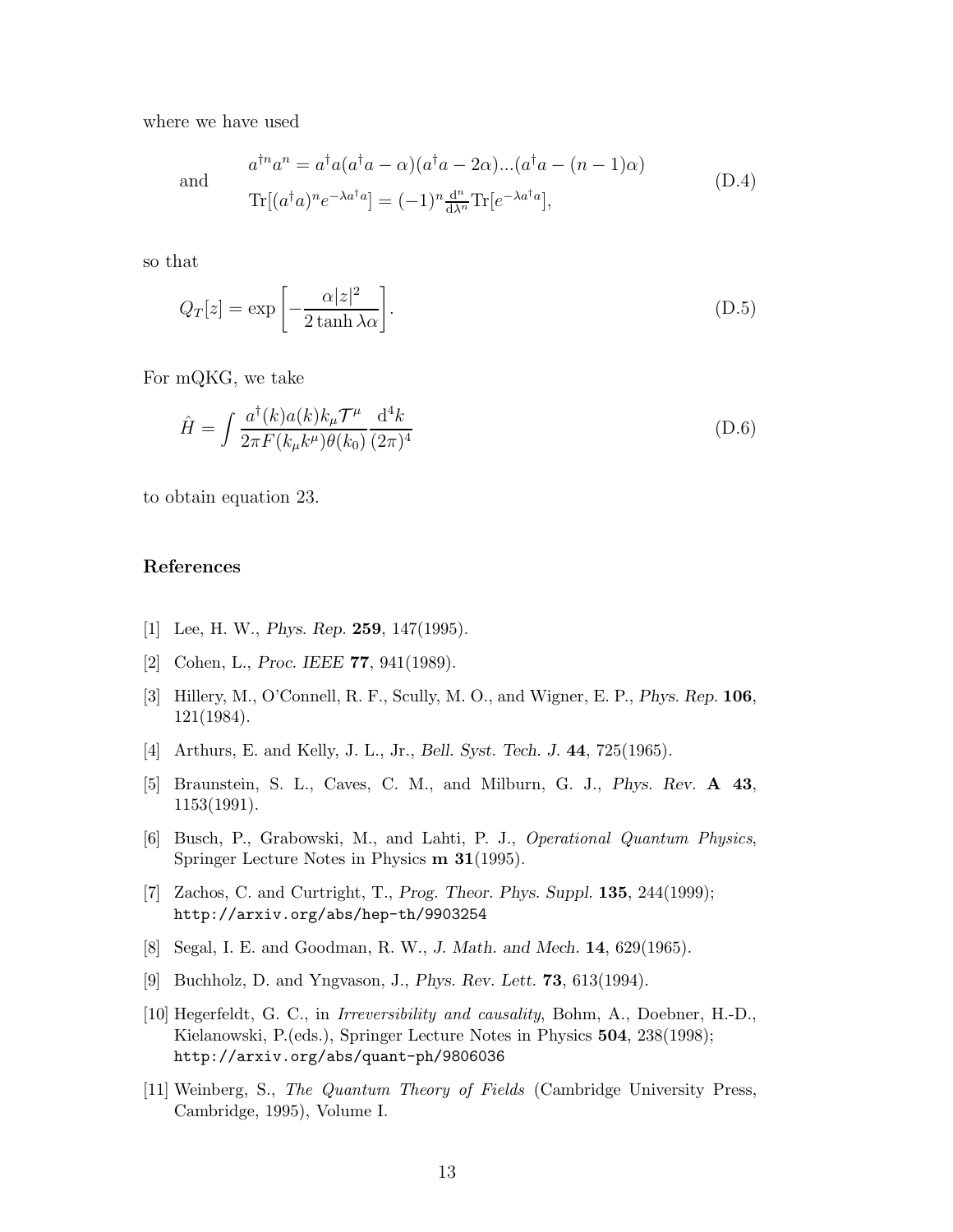where we have used

$$
\text{and} \qquad \begin{aligned} & a^{\dagger n} a^n = a^\dagger a (a^\dagger a - \alpha)(a^\dagger a - 2\alpha)...(a^\dagger a - (n-1)\alpha) \\ & \mathrm{Tr}[(a^\dagger a)^n e^{-\lambda a^\dagger a}] = (-1)^n \tfrac{\mathrm{d}^n}{\mathrm{d}\lambda^n} \mathrm{Tr}[e^{-\lambda a^\dagger a}], \end{aligned} \tag{D.4}
$$

so that

$$
Q_T[z] = \exp\left[ -\frac{\alpha |z|^2}{2 \tanh \lambda \alpha} \right]. \tag{D.5}
$$

For mQKG, we take

$$
\hat{H} = \int \frac{a^\dagger(k) a(k) k_\mu \mathcal{T}^\mu}{2\pi F(k_\mu k^\mu) \theta(k_0)} \frac{\mathrm{d}^4 k}{(2\pi)^4} \tag{D.6}
$$

to obtain equation 23.

## References

[1] Lee, H. W., *Phys. Rep.* **259**, 147(1995).

[2] Cohen, L., *Proc. IEEE* **77**, 941(1989).

[3] Hillery, M., O'Connell, R. F., Scully, M. O., and Wigner, E. P., *Phys. Rep.* **106**, 121(1984).

[4] Arthurs, E. and Kelly, J. L., Jr., *Bell. Syst. Tech. J.* **44**, 725(1965).

[5] Braunstein, S. L., Caves, C. M., and Milburn, G. J., *Phys. Rev.* **A 43**, 1153(1991).

[6] Busch, P., Grabowski, M., and Lahti, P. J., *Operational Quantum Physics*, Springer Lecture Notes in Physics **m 31**(1995).

[7] Zachos, C. and Curtright, T., *Prog. Theor. Phys. Suppl.* **135**, 244(1999); http://arxiv.org/abs/hep-th/9903254

[8] Segal, I. E. and Goodman, R. W., *J. Math. and Mech.* **14**, 629(1965).

[9] Buchholz, D. and Yngvason, J., *Phys. Rev. Lett.* **73**, 613(1994).

[10] Hegerfeldt, G. C., in *Irreversibility and causality*, Bohm, A., Doebner, H.-D., Kielanowski, P.(eds.), Springer Lecture Notes in Physics **504**, 238(1998); http://arxiv.org/abs/quant-ph/9806036

[11] Weinberg, S., *The Quantum Theory of Fields* (Cambridge University Press, Cambridge, 1995), Volume I.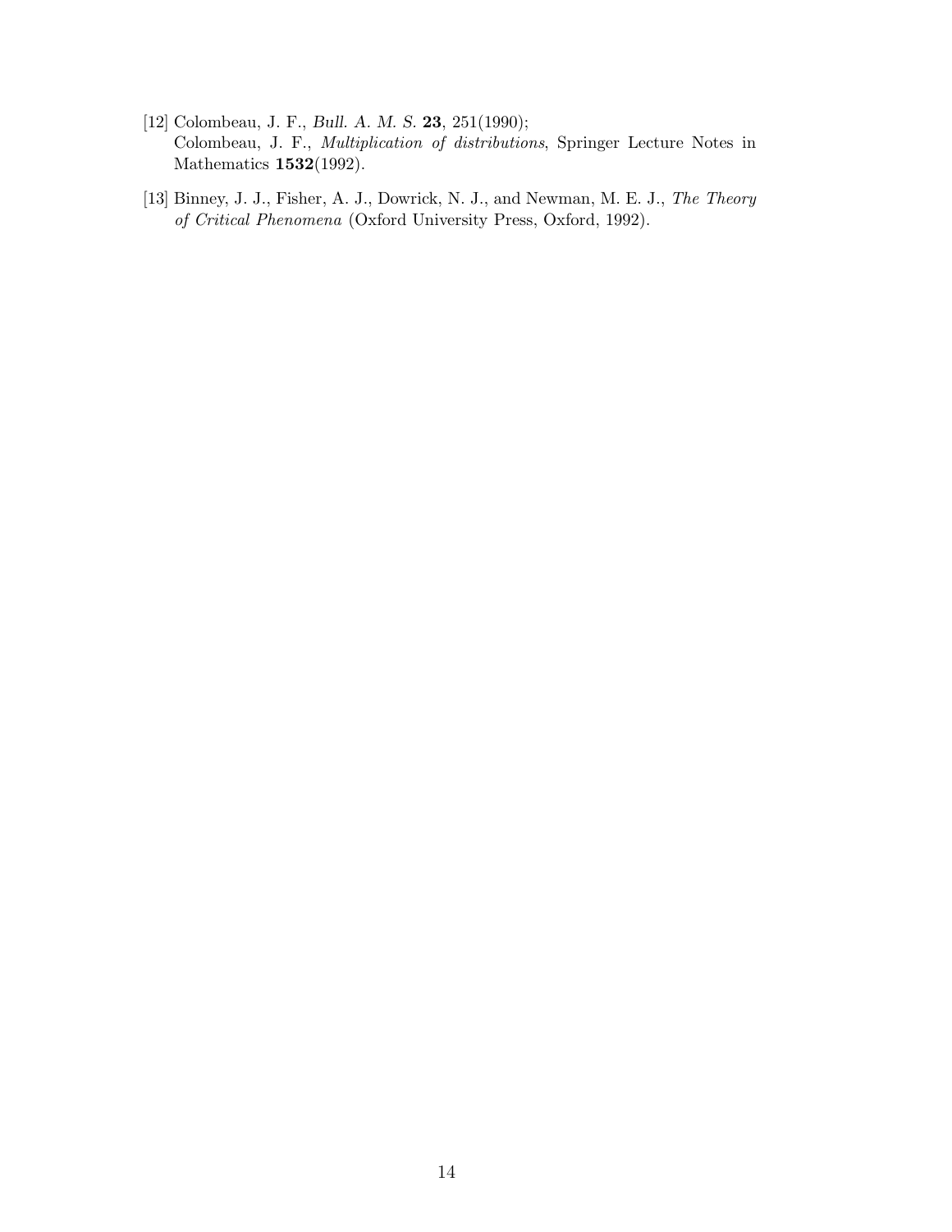[12] Colombeau, J. F., *Bull. A. M. S.* **23**, 251(1990);
Colombeau, J. F., *Multiplication of distributions*, Springer Lecture Notes in Mathematics **1532**(1992).

[13] Binney, J. J., Fisher, A. J., Dowrick, N. J., and Newman, M. E. J., *The Theory of Critical Phenomena* (Oxford University Press, Oxford, 1992).